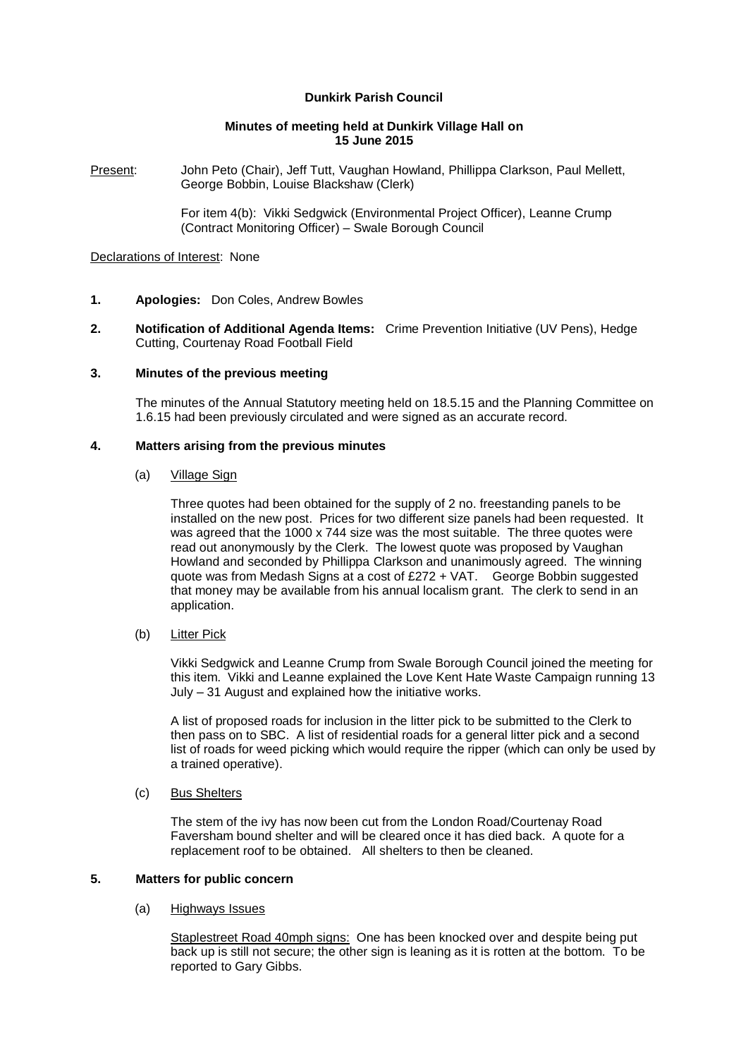**Dunkirk Parish Council**

**Minutes of meeting held at Dunkirk Village Hall on 15 June 2015**

Present: John Peto (Chair), Jeff Tutt, Vaughan Howland, Phillippa Clarkson, Paul Mellett, George Bobbin, Louise Blackshaw (Clerk)

For item 4(b): Vikki Sedgwick (Environmental Project Officer), Leanne Crump (Contract Monitoring Officer) – Swale Borough Council

Declarations of Interest: None

**1. Apologies:** Don Coles, Andrew Bowles

**2. Notification of Additional Agenda Items:** Crime Prevention Initiative (UV Pens), Hedge Cutting, Courtenay Road Football Field

**3. Minutes of the previous meeting**

The minutes of the Annual Statutory meeting held on 18.5.15 and the Planning Committee on 1.6.15 had been previously circulated and were signed as an accurate record.

**4. Matters arising from the previous minutes**

(a) Village Sign

Three quotes had been obtained for the supply of 2 no. freestanding panels to be installed on the new post. Prices for two different size panels had been requested. It was agreed that the 1000 x 744 size was the most suitable. The three quotes were read out anonymously by the Clerk. The lowest quote was proposed by Vaughan Howland and seconded by Phillippa Clarkson and unanimously agreed. The winning quote was from Medash Signs at a cost of £272 + VAT. George Bobbin suggested that money may be available from his annual localism grant. The clerk to send in an application.

(b) Litter Pick

Vikki Sedgwick and Leanne Crump from Swale Borough Council joined the meeting for this item. Vikki and Leanne explained the Love Kent Hate Waste Campaign running 13 July – 31 August and explained how the initiative works.

A list of proposed roads for inclusion in the litter pick to be submitted to the Clerk to then pass on to SBC. A list of residential roads for a general litter pick and a second list of roads for weed picking which would require the ripper (which can only be used by a trained operative).

(c) Bus Shelters

The stem of the ivy has now been cut from the London Road/Courtenay Road Faversham bound shelter and will be cleared once it has died back. A quote for a replacement roof to be obtained. All shelters to then be cleaned.

**5. Matters for public concern**

(a) Highways Issues

Staplestreet Road 40mph signs: One has been knocked over and despite being put back up is still not secure; the other sign is leaning as it is rotten at the bottom. To be reported to Gary Gibbs.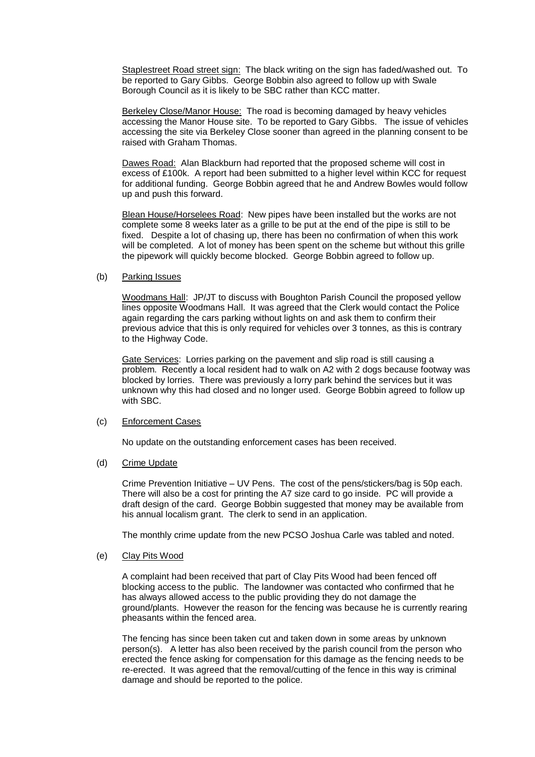Staplestreet Road street sign: The black writing on the sign has faded/washed out. To be reported to Gary Gibbs. George Bobbin also agreed to follow up with Swale Borough Council as it is likely to be SBC rather than KCC matter.

Berkeley Close/Manor House: The road is becoming damaged by heavy vehicles accessing the Manor House site. To be reported to Gary Gibbs. The issue of vehicles accessing the site via Berkeley Close sooner than agreed in the planning consent to be raised with Graham Thomas.

Dawes Road: Alan Blackburn had reported that the proposed scheme will cost in excess of £100k. A report had been submitted to a higher level within KCC for request for additional funding. George Bobbin agreed that he and Andrew Bowles would follow up and push this forward.

Blean House/Horselees Road: New pipes have been installed but the works are not complete some 8 weeks later as a grille to be put at the end of the pipe is still to be fixed. Despite a lot of chasing up, there has been no confirmation of when this work will be completed. A lot of money has been spent on the scheme but without this grille the pipework will quickly become blocked. George Bobbin agreed to follow up.

(b) Parking Issues

Woodmans Hall: JP/JT to discuss with Boughton Parish Council the proposed yellow lines opposite Woodmans Hall. It was agreed that the Clerk would contact the Police again regarding the cars parking without lights on and ask them to confirm their previous advice that this is only required for vehicles over 3 tonnes, as this is contrary to the Highway Code.

Gate Services: Lorries parking on the pavement and slip road is still causing a problem. Recently a local resident had to walk on A2 with 2 dogs because footway was blocked by lorries. There was previously a lorry park behind the services but it was unknown why this had closed and no longer used. George Bobbin agreed to follow up with SBC.

(c) Enforcement Cases

No update on the outstanding enforcement cases has been received.

(d) Crime Update

Crime Prevention Initiative – UV Pens. The cost of the pens/stickers/bag is 50p each. There will also be a cost for printing the A7 size card to go inside. PC will provide a draft design of the card. George Bobbin suggested that money may be available from his annual localism grant. The clerk to send in an application.

The monthly crime update from the new PCSO Joshua Carle was tabled and noted.

(e) Clay Pits Wood

A complaint had been received that part of Clay Pits Wood had been fenced off blocking access to the public. The landowner was contacted who confirmed that he has always allowed access to the public providing they do not damage the ground/plants. However the reason for the fencing was because he is currently rearing pheasants within the fenced area.

The fencing has since been taken cut and taken down in some areas by unknown person(s). A letter has also been received by the parish council from the person who erected the fence asking for compensation for this damage as the fencing needs to be re-erected. It was agreed that the removal/cutting of the fence in this way is criminal damage and should be reported to the police.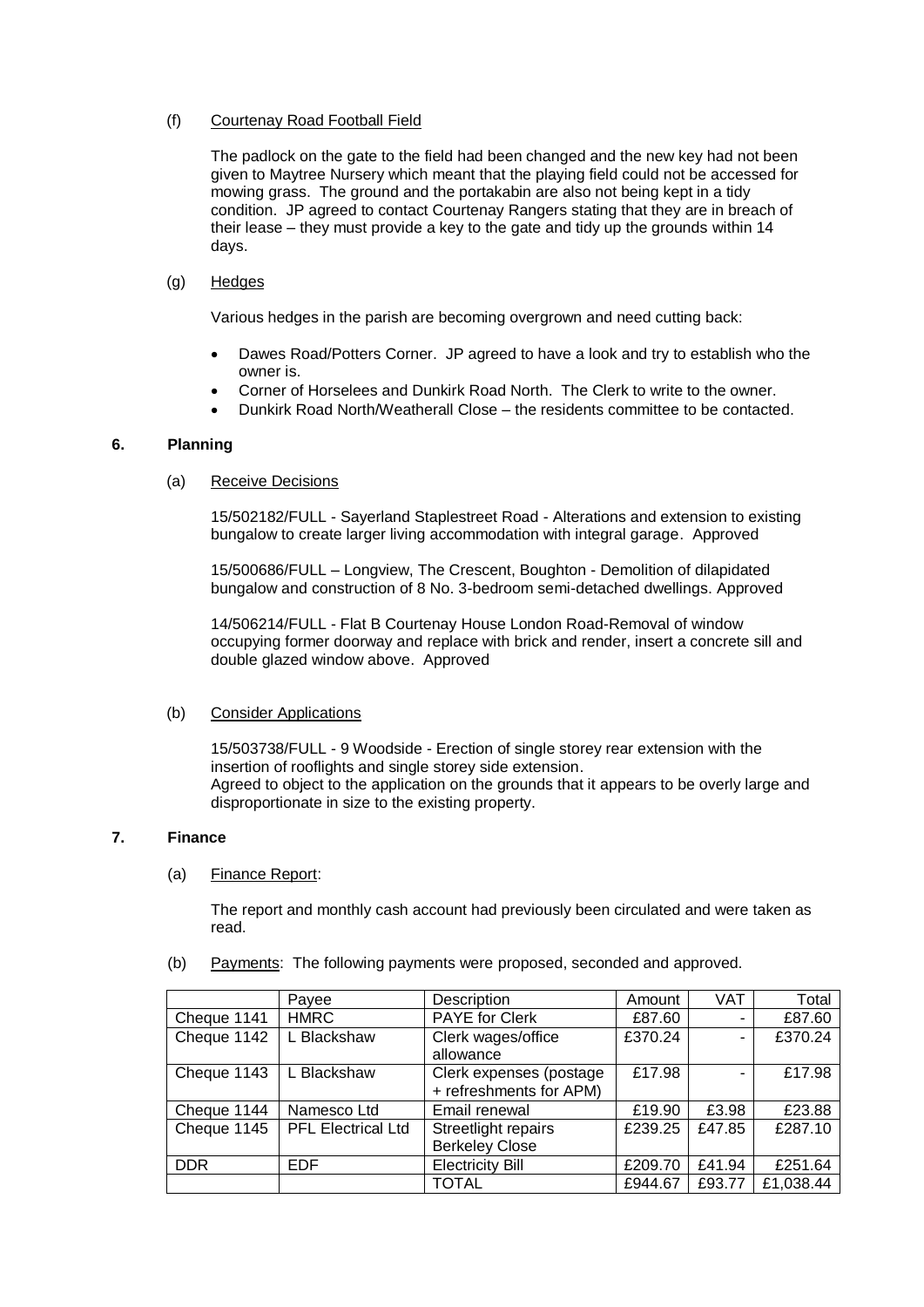(f) Courtenay Road Football Field

The padlock on the gate to the field had been changed and the new key had not been given to Maytree Nursery which meant that the playing field could not be accessed for mowing grass. The ground and the portakabin are also not being kept in a tidy condition. JP agreed to contact Courtenay Rangers stating that they are in breach of their lease – they must provide a key to the gate and tidy up the grounds within 14 days.

(g) Hedges

Various hedges in the parish are becoming overgrown and need cutting back:

- Dawes Road/Potters Corner. JP agreed to have a look and try to establish who the owner is.
- Corner of Horselees and Dunkirk Road North. The Clerk to write to the owner.
- Dunkirk Road North/Weatherall Close – the residents committee to be contacted.

## 6. Planning

(a) Receive Decisions

15/502182/FULL - Sayerland Staplestreet Road - Alterations and extension to existing bungalow to create larger living accommodation with integral garage. Approved

15/500686/FULL – Longview, The Crescent, Boughton - Demolition of dilapidated bungalow and construction of 8 No. 3-bedroom semi-detached dwellings. Approved

14/506214/FULL - Flat B Courtenay House London Road-Removal of window occupying former doorway and replace with brick and render, insert a concrete sill and double glazed window above. Approved

(b) Consider Applications

15/503738/FULL - 9 Woodside - Erection of single storey rear extension with the insertion of rooflights and single storey side extension.
Agreed to object to the application on the grounds that it appears to be overly large and disproportionate in size to the existing property.

## 7. Finance

(a) Finance Report:

The report and monthly cash account had previously been circulated and were taken as read.

(b) Payments: The following payments were proposed, seconded and approved.

| | Payee | Description | Amount | VAT | Total |
|---|---|---|---|---|---|
| Cheque 1141 | HMRC | PAYE for Clerk | £87.60 | - | £87.60 |
| Cheque 1142 | L Blackshaw | Clerk wages/office allowance | £370.24 | - | £370.24 |
| Cheque 1143 | L Blackshaw | Clerk expenses (postage + refreshments for APM) | £17.98 | - | £17.98 |
| Cheque 1144 | Namesco Ltd | Email renewal | £19.90 | £3.98 | £23.88 |
| Cheque 1145 | PFL Electrical Ltd | Streetlight repairs Berkeley Close | £239.25 | £47.85 | £287.10 |
| DDR | EDF | Electricity Bill | £209.70 | £41.94 | £251.64 |
| | | TOTAL | £944.67 | £93.77 | £1,038.44 |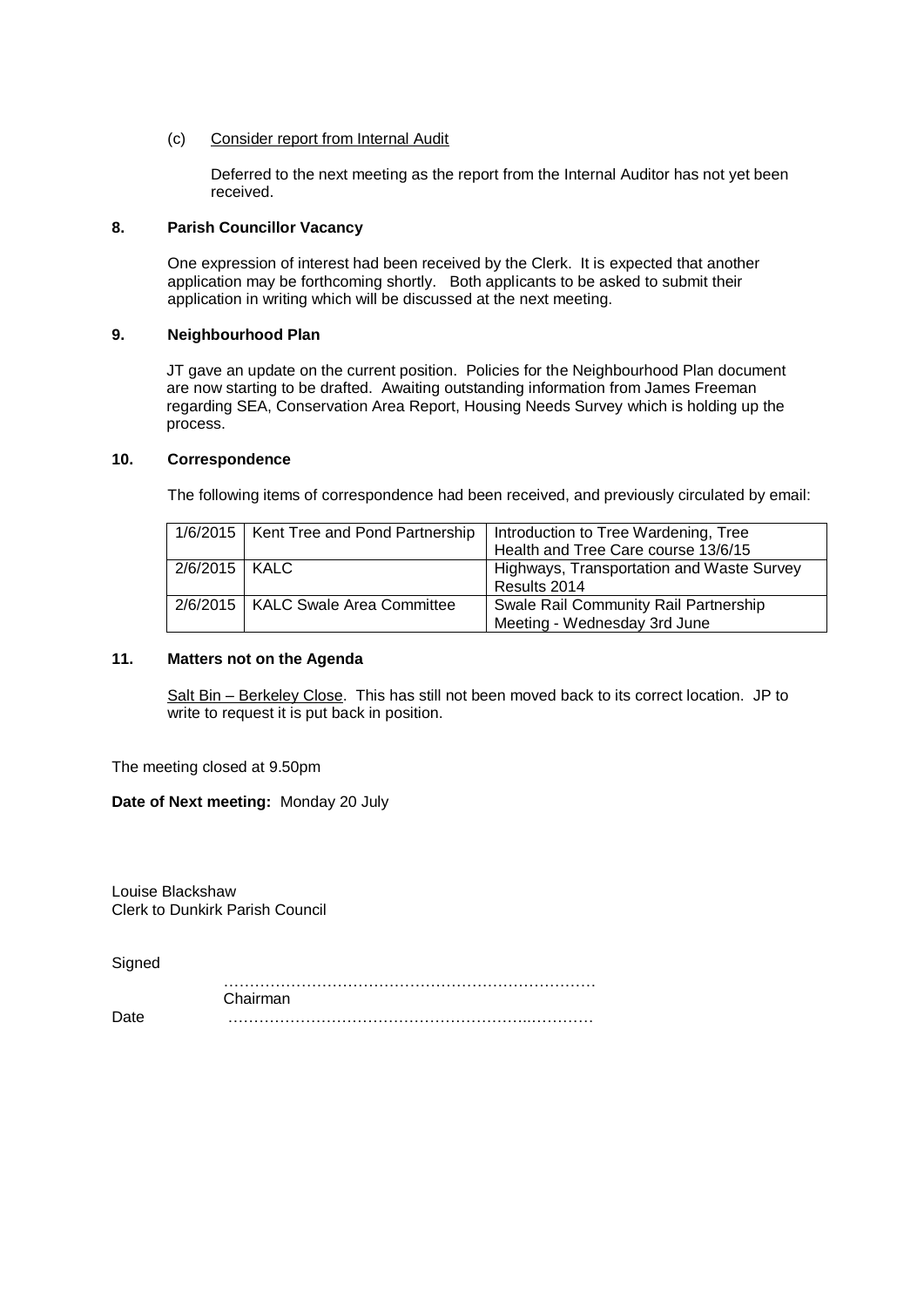(c) <u>Consider report from Internal Audit</u>

Deferred to the next meeting as the report from the Internal Auditor has not yet been received.

**8. Parish Councillor Vacancy**

One expression of interest had been received by the Clerk. It is expected that another application may be forthcoming shortly. Both applicants to be asked to submit their application in writing which will be discussed at the next meeting.

**9. Neighbourhood Plan**

JT gave an update on the current position. Policies for the Neighbourhood Plan document are now starting to be drafted. Awaiting outstanding information from James Freeman regarding SEA, Conservation Area Report, Housing Needs Survey which is holding up the process.

**10. Correspondence**

The following items of correspondence had been received, and previously circulated by email:

| | | |
|---|---|---|
| 1/6/2015 | Kent Tree and Pond Partnership | Introduction to Tree Wardening, Tree Health and Tree Care course 13/6/15 |
| 2/6/2015 | KALC | Highways, Transportation and Waste Survey Results 2014 |
| 2/6/2015 | KALC Swale Area Committee | Swale Rail Community Rail Partnership Meeting - Wednesday 3rd June |

**11. Matters not on the Agenda**

<u>Salt Bin – Berkeley Close</u>. This has still not been moved back to its correct location. JP to write to request it is put back in position.

The meeting closed at 9.50pm

**Date of Next meeting:** Monday 20 July

Louise Blackshaw
Clerk to Dunkirk Parish Council

Signed ……………………………………………………………
Chairman

Date ……………………………………………………………